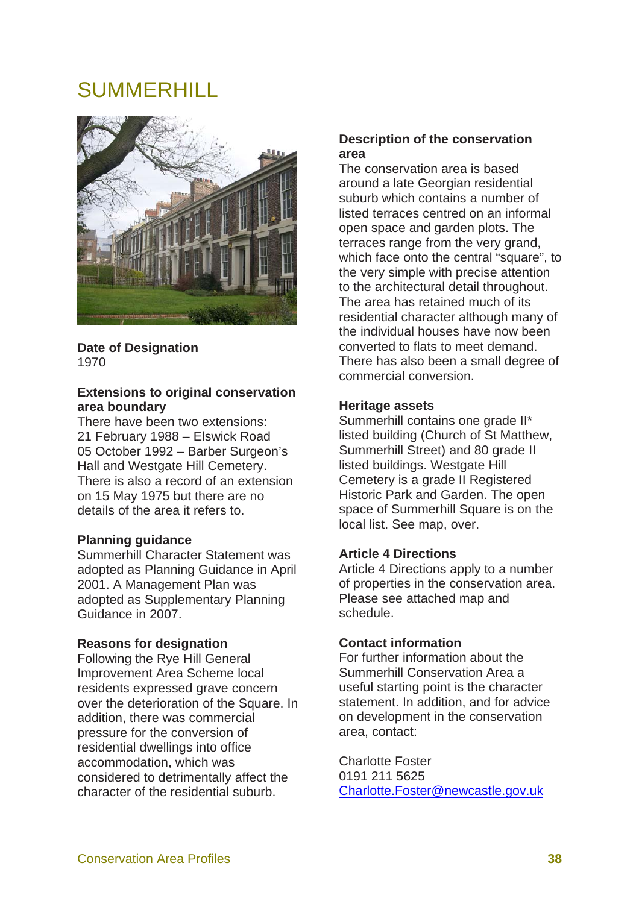# SUMMERHILL

**Date of Designation**
1970

**Extensions to original conservation area boundary**
There have been two extensions:
21 February 1988 – Elswick Road
05 October 1992 – Barber Surgeon's Hall and Westgate Hill Cemetery.
There is also a record of an extension on 15 May 1975 but there are no details of the area it refers to.

**Planning guidance**
Summerhill Character Statement was adopted as Planning Guidance in April 2001. A Management Plan was adopted as Supplementary Planning Guidance in 2007.

**Reasons for designation**
Following the Rye Hill General Improvement Area Scheme local residents expressed grave concern over the deterioration of the Square. In addition, there was commercial pressure for the conversion of residential dwellings into office accommodation, which was considered to detrimentally affect the character of the residential suburb.

**Description of the conservation area**
The conservation area is based around a late Georgian residential suburb which contains a number of listed terraces centred on an informal open space and garden plots. The terraces range from the very grand, which face onto the central "square", to the very simple with precise attention to the architectural detail throughout. The area has retained much of its residential character although many of the individual houses have now been converted to flats to meet demand. There has also been a small degree of commercial conversion.

**Heritage assets**
Summerhill contains one grade II* listed building (Church of St Matthew, Summerhill Street) and 80 grade II listed buildings. Westgate Hill Cemetery is a grade II Registered Historic Park and Garden. The open space of Summerhill Square is on the local list. See map, over.

**Article 4 Directions**
Article 4 Directions apply to a number of properties in the conservation area. Please see attached map and schedule.

**Contact information**
For further information about the Summerhill Conservation Area a useful starting point is the character statement. In addition, and for advice on development in the conservation area, contact:

Charlotte Foster
0191 211 5625
Charlotte.Foster@newcastle.gov.uk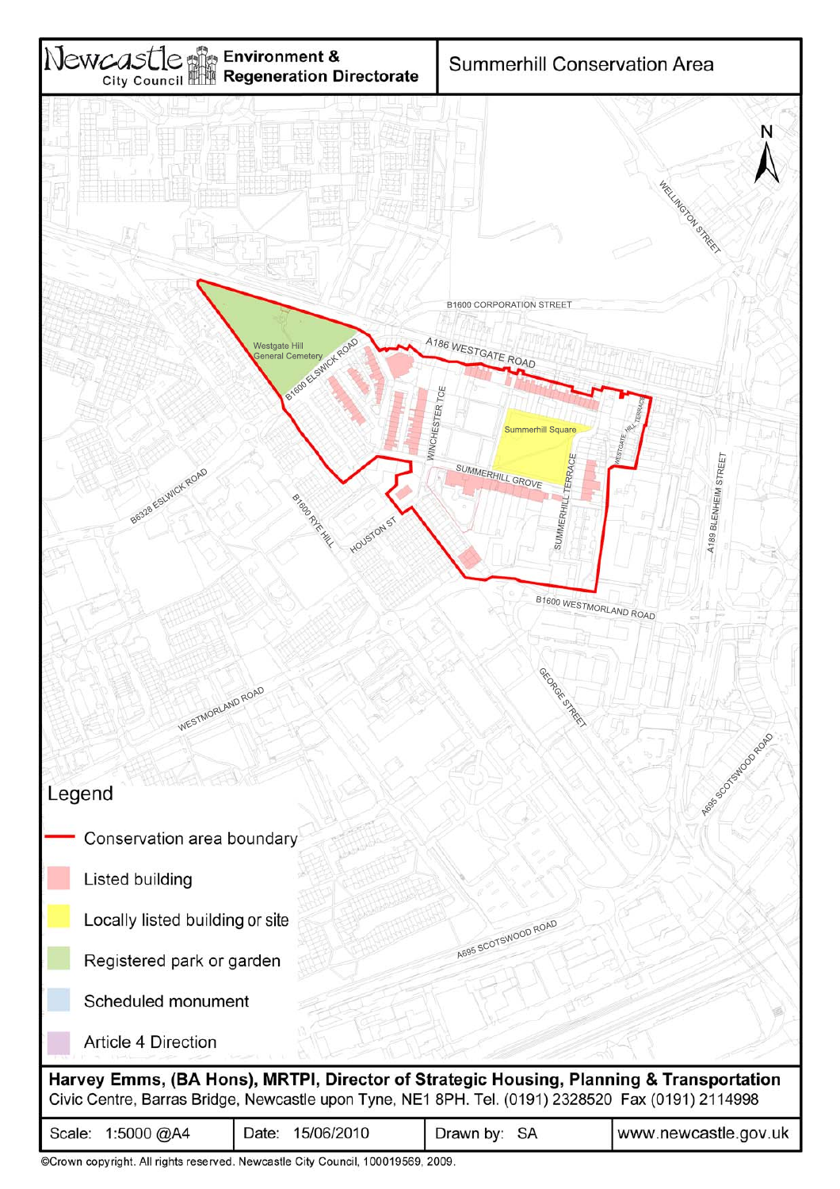# Summerhill Conservation Area

Newcastle City Council — Environment & Regeneration Directorate

N

WELLINGTON STREET

B1600 CORPORATION STREET

A186 WESTGATE ROAD

Westgate Hill General Cemetery

B1600 ELSWICK ROAD

WINCHESTER TCE

Summerhill Square

WESTGATE HILL TERRACE

SUMMERHILL GROVE

SUMMERHILL TERRACE

A189 BLENHEIM STREET

B6328 ESLWICK ROAD

B1600 RYE HILL

HOUSTON ST

B1600 WESTMORLAND ROAD

GEORGE STREET

WESTMORLAND ROAD

A695 SCOTSWOOD ROAD

A695 SCOTSWOOD ROAD

## Legend

- Conservation area boundary
- Listed building
- Locally listed building or site
- Registered park or garden
- Scheduled monument
- Article 4 Direction

**Harvey Emms, (BA Hons), MRTPI, Director of Strategic Housing, Planning & Transportation**
Civic Centre, Barras Bridge, Newcastle upon Tyne, NE1 8PH. Tel. (0191) 2328520 Fax (0191) 2114998

| Scale: 1:5000 @A4 | Date: 15/06/2010 | Drawn by: SA | www.newcastle.gov.uk |
|---|---|---|---|

©Crown copyright. All rights reserved. Newcastle City Council, 100019569, 2009.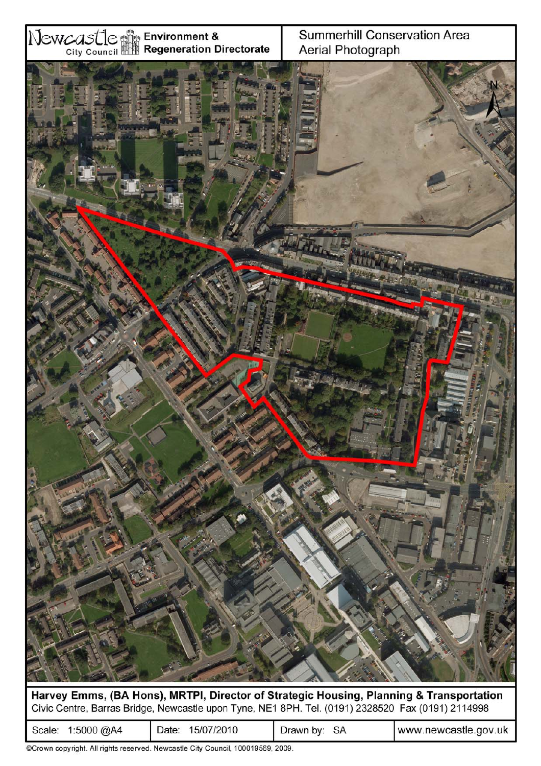Newcastle City Council

**Environment & Regeneration Directorate**

Summerhill Conservation Area
Aerial Photograph

N

**Harvey Emms, (BA Hons), MRTPI, Director of Strategic Housing, Planning & Transportation**
Civic Centre, Barras Bridge, Newcastle upon Tyne, NE1 8PH. Tel. (0191) 2328520 Fax (0191) 2114998

| Scale: 1:5000 @A4 | Date: 15/07/2010 | Drawn by: SA | www.newcastle.gov.uk |
|---|---|---|---|

©Crown copyright. All rights reserved. Newcastle City Council, 100019569, 2009.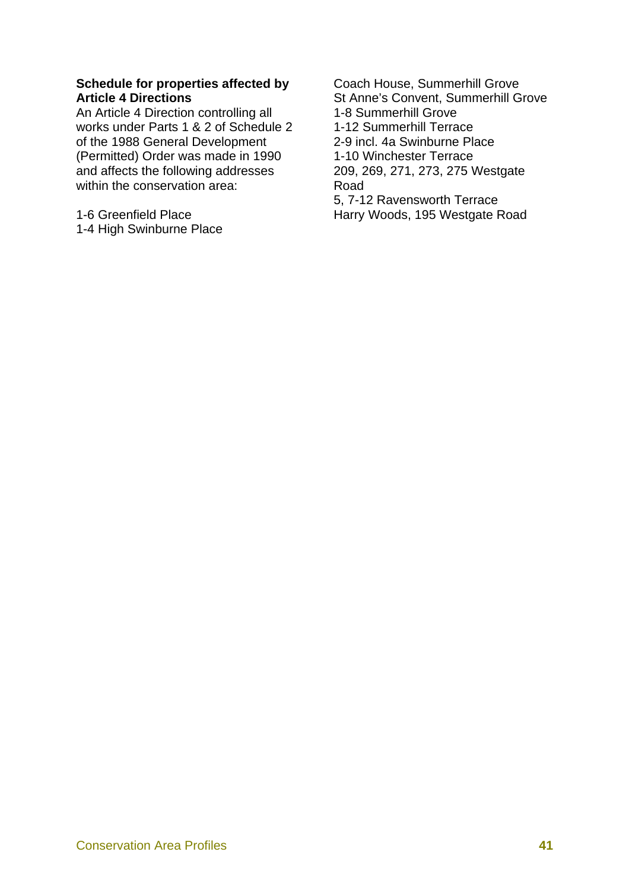**Schedule for properties affected by Article 4 Directions**

An Article 4 Direction controlling all works under Parts 1 & 2 of Schedule 2 of the 1988 General Development (Permitted) Order was made in 1990 and affects the following addresses within the conservation area:

1-6 Greenfield Place
1-4 High Swinburne Place
Coach House, Summerhill Grove
St Anne's Convent, Summerhill Grove
1-8 Summerhill Grove
1-12 Summerhill Terrace
2-9 incl. 4a Swinburne Place
1-10 Winchester Terrace
209, 269, 271, 273, 275 Westgate Road
5, 7-12 Ravensworth Terrace
Harry Woods, 195 Westgate Road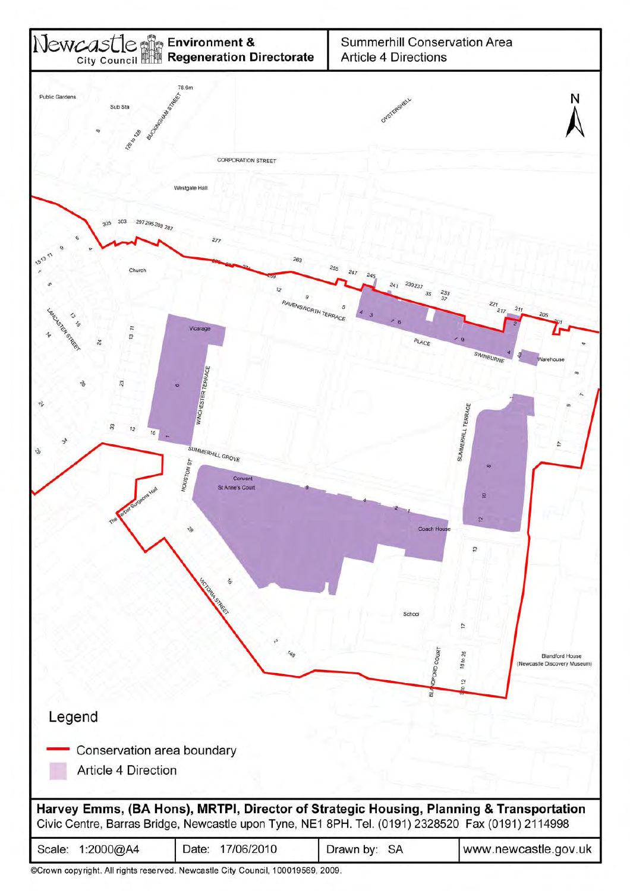Newcastle City Council — Environment & Regeneration Directorate

Summerhill Conservation Area
Article 4 Directions

Legend

Conservation area boundary

Article 4 Direction

**Harvey Emms, (BA Hons), MRTPI, Director of Strategic Housing, Planning & Transportation**
Civic Centre, Barras Bridge, Newcastle upon Tyne, NE1 8PH. Tel. (0191) 2328520 Fax (0191) 2114998

| | | | |
|---|---|---|---|
| Scale: 1:2000@A4 | Date: 17/06/2010 | Drawn by: SA | www.newcastle.gov.uk |

©Crown copyright. All rights reserved. Newcastle City Council, 100019569, 2009.